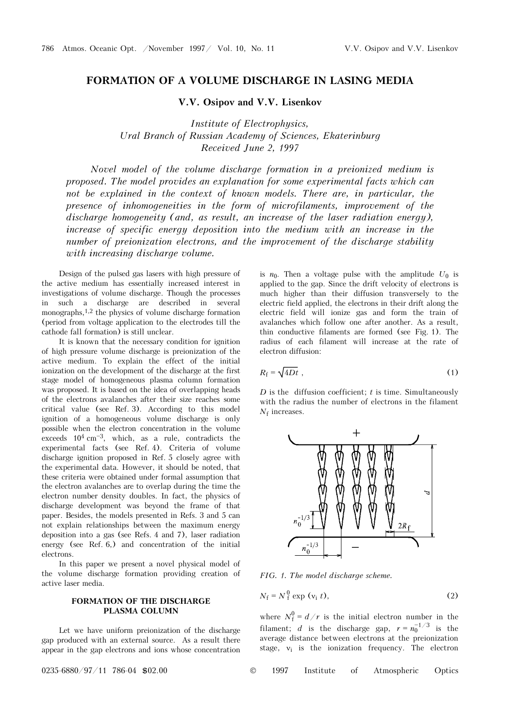# FORMATION OF A VOLUME DISCHARGE IN LASING MEDIA

**V.V. Osipov and V.V. Lisenkov**

*Institute of Electrophysics,*
*Ural Branch of Russian Academy of Sciences, Ekaterinburg*
*Received June 2, 1997*

*Novel model of the volume discharge formation in a preionized medium is proposed. The model provides an explanation for some experimental facts which can not be explained in the context of known models. There are, in particular, the presence of inhomogeneities in the form of microfilaments, improvement of the discharge homogeneity (and, as result, an increase of the laser radiation energy), increase of specific energy deposition into the medium with an increase in the number of preionization electrons, and the improvement of the discharge stability with increasing discharge volume.*

Design of the pulsed gas lasers with high pressure of the active medium has essentially increased interest in investigations of volume discharge. Though the processes in such a discharge are described in several monographs,[1,2] the physics of volume discharge formation (period from voltage application to the electrodes till the cathode fall formation) is still unclear.

It is known that the necessary condition for ignition of high pressure volume discharge is preionization of the active medium. To explain the effect of the initial ionization on the development of the discharge at the first stage model of homogeneous plasma column formation was proposed. It is based on the idea of overlapping heads of the electrons avalanches after their size reaches some critical value (see Ref. 3). According to this model ignition of a homogeneous volume discharge is only possible when the electron concentration in the volume exceeds $10^4$ cm$^{-3}$, which, as a rule, contradicts the experimental facts (see Ref. 4). Criteria of volume discharge ignition proposed in Ref. 5 closely agree with the experimental data. However, it should be noted, that these criteria were obtained under formal assumption that the electron avalanches are to overlap during the time the electron number density doubles. In fact, the physics of discharge development was beyond the frame of that paper. Besides, the models presented in Refs. 3 and 5 can not explain relationships between the maximum energy deposition into a gas (see Refs. 4 and 7), laser radiation energy (see Ref. 6,) and concentration of the initial electrons.

In this paper we present a novel physical model of the volume discharge formation providing creation of active laser media.

## FORMATION OF THE DISCHARGE PLASMA COLUMN

Let we have uniform preionization of the discharge gap produced with an external source. As a result there appear in the gap electrons and ions whose concentration is $n_0$. Then a voltage pulse with the amplitude $U_0$ is applied to the gap. Since the drift velocity of electrons is much higher than their diffusion transversely to the electric field applied, the electrons in their drift along the electric field will ionize gas and form the train of avalanches which follow one after another. As a result, thin conductive filaments are formed (see Fig. 1). The radius of each filament will increase at the rate of electron diffusion:

$$R_f = \sqrt{4Dt}\ , \tag{1}$$

$D$ is the diffusion coefficient; $t$ is time. Simultaneously with the radius the number of electrons in the filament $N_f$ increases.

*FIG. 1. The model discharge scheme.*

$$N_f = N_f^0 \exp(\nu_i\, t), \tag{2}$$

where $N_f^0 = d/r$ is the initial electron number in the filament; $d$ is the discharge gap, $r = n_0^{-1/3}$ is the average distance between electrons at the preionization stage, $\nu_i$ is the ionization frequency. The electron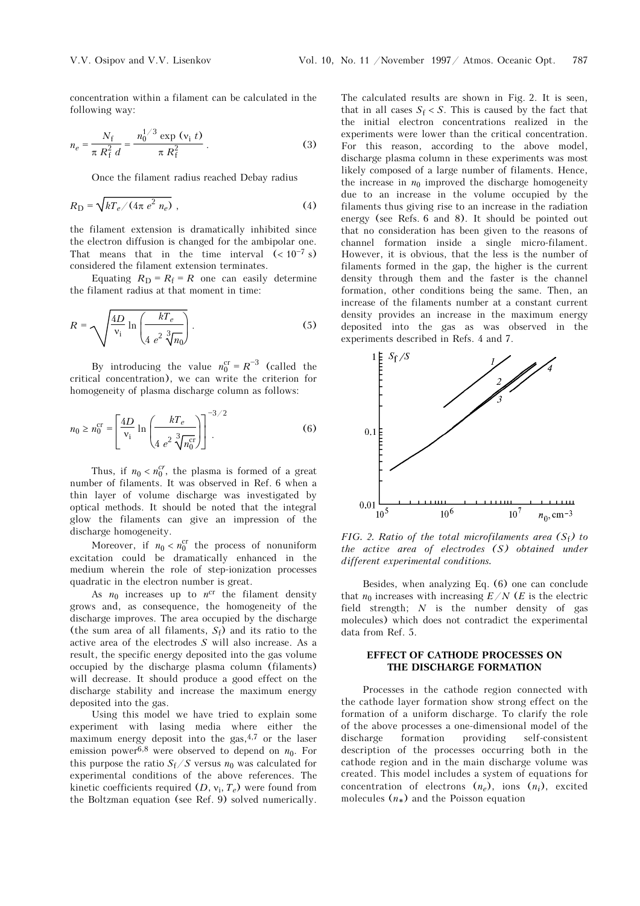concentration within a filament can be calculated in the following way:

$$n_e = \frac{N_f}{\pi R_f^2 d} = \frac{n_0^{1/3} \exp(\nu_i t)}{\pi R_f^2}. \quad (3)$$

Once the filament radius reached Debay radius

$$R_D = \sqrt{kT_e / (4\pi e^2 n_e)}, \quad (4)$$

the filament extension is dramatically inhibited since the electron diffusion is changed for the ambipolar one. That means that in the time interval ($< 10^{-7}$ s) considered the filament extension terminates.

Equating $R_D = R_f = R$ one can easily determine the filament radius at that moment in time:

$$R = \sqrt{\frac{4D}{\nu_i} \ln\left(\frac{kT_e}{4 e^2 \sqrt[3]{n_0}}\right)}. \quad (5)$$

By introducing the value $n_0^{cr} = R^{-3}$ (called the critical concentration), we can write the criterion for homogeneity of plasma discharge column as follows:

$$n_0 \ge n_0^{cr} = \left[\frac{4D}{\nu_i} \ln\left(\frac{kT_e}{4 e^2 \sqrt[3]{n_0^{cr}}}\right)\right]^{-3/2}. \quad (6)$$

Thus, if $n_0 < n_0^{cr}$, the plasma is formed of a great number of filaments. It was observed in Ref. 6 when a thin layer of volume discharge was investigated by optical methods. It should be noted that the integral glow the filaments can give an impression of the discharge homogeneity.

Moreover, if $n_0 < n_0^{cr}$ the process of nonuniform excitation could be dramatically enhanced in the medium wherein the role of step-ionization processes quadratic in the electron number is great.

As $n_0$ increases up to $n^{cr}$ the filament density grows and, as consequence, the homogeneity of the discharge improves. The area occupied by the discharge (the sum area of all filaments, $S_f$) and its ratio to the active area of the electrodes $S$ will also increase. As a result, the specific energy deposited into the gas volume occupied by the discharge plasma column (filaments) will decrease. It should produce a good effect on the discharge stability and increase the maximum energy deposited into the gas.

Using this model we have tried to explain some experiment with lasing media where either the maximum energy deposit into the gas,[4,7] or the laser emission power[6,8] were observed to depend on $n_0$. For this purpose the ratio $S_f/S$ versus $n_0$ was calculated for experimental conditions of the above references. The kinetic coefficients required ($D$, $\nu_i$, $T_e$) were found from the Boltzman equation (see Ref. 9) solved numerically. The calculated results are shown in Fig. 2. It is seen, that in all cases $S_f < S$. This is caused by the fact that the initial electron concentrations realized in the experiments were lower than the critical concentration. For this reason, according to the above model, discharge plasma column in these experiments was most likely composed of a large number of filaments. Hence, the increase in $n_0$ improved the discharge homogeneity due to an increase in the volume occupied by the filaments thus giving rise to an increase in the radiation energy (see Refs. 6 and 8). It should be pointed out that no consideration has been given to the reasons of channel formation inside a single micro-filament. However, it is obvious, that the less is the number of filaments formed in the gap, the higher is the current density through them and the faster is the channel formation, other conditions being the same. Then, an increase of the filaments number at a constant current density provides an increase in the maximum energy deposited into the gas as was observed in the experiments described in Refs. 4 and 7.

*FIG. 2. Ratio of the total microfilaments area ($S_f$) to the active area of electrodes ($S$) obtained under different experimental conditions.*

Besides, when analyzing Eq. (6) one can conclude that $n_0$ increases with increasing $E/N$ ($E$ is the electric field strength; $N$ is the number density of gas molecules) which does not contradict the experimental data from Ref. 5.

## EFFECT OF CATHODE PROCESSES ON THE DISCHARGE FORMATION

Processes in the cathode region connected with the cathode layer formation show strong effect on the formation of a uniform discharge. To clarify the role of the above processes a one-dimensional model of the discharge formation providing self-consistent description of the processes occurring both in the cathode region and in the main discharge volume was created. This model includes a system of equations for concentration of electrons ($n_e$), ions ($n_i$), excited molecules ($n_*$) and the Poisson equation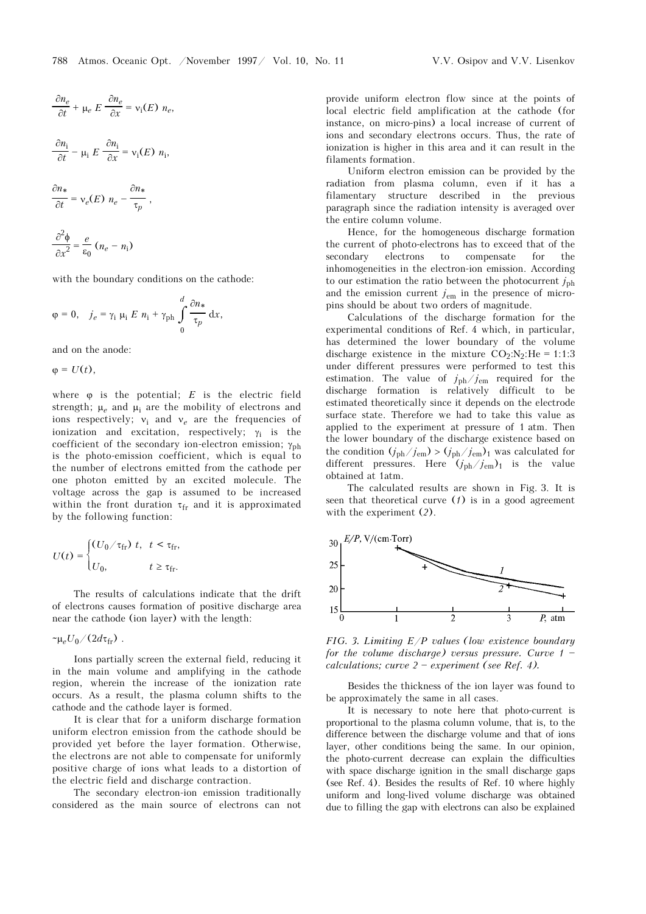$$\frac{\partial n_e}{\partial t} + \mu_e E \frac{\partial n_e}{\partial x} = \nu_i(E)\, n_e,$$

$$\frac{\partial n_i}{\partial t} - \mu_i E \frac{\partial n_i}{\partial x} = \nu_i(E)\, n_i,$$

$$\frac{\partial n_*}{\partial t} = \nu_e(E)\, n_e - \frac{\partial n_*}{\tau_p},$$

$$\frac{\partial^2 \phi}{\partial x^2} = \frac{e}{\varepsilon_0}(n_e - n_i)$$

with the boundary conditions on the cathode:

$$\varphi = 0, \quad j_e = \gamma_i \mu_i E\, n_i + \gamma_{ph} \int_0^d \frac{\partial n_*}{\tau_p}\, dx,$$

and on the anode:

$$\varphi = U(t),$$

where $\varphi$ is the potential; $E$ is the electric field strength; $\mu_e$ and $\mu_i$ are the mobility of electrons and ions respectively; $\nu_i$ and $\nu_e$ are the frequencies of ionization and excitation, respectively; $\gamma_i$ is the coefficient of the secondary ion-electron emission; $\gamma_{ph}$ is the photo-emission coefficient, which is equal to the number of electrons emitted from the cathode per one photon emitted by an excited molecule. The voltage across the gap is assumed to be increased within the front duration $\tau_{fr}$ and it is approximated by the following function:

$$U(t) = \begin{cases} (U_0/\tau_{fr})\, t, & t < \tau_{fr}, \\ U_0, & t \geq \tau_{fr}. \end{cases}$$

The results of calculations indicate that the drift of electrons causes formation of positive discharge area near the cathode (ion layer) with the length:

$$\sim \mu_e U_0 / (2d\tau_{fr}) .$$

Ions partially screen the external field, reducing it in the main volume and amplifying in the cathode region, wherein the increase of the ionization rate occurs. As a result, the plasma column shifts to the cathode and the cathode layer is formed.

It is clear that for a uniform discharge formation uniform electron emission from the cathode should be provided yet before the layer formation. Otherwise, the electrons are not able to compensate for uniformly positive charge of ions what leads to a distortion of the electric field and discharge contraction.

The secondary electron-ion emission traditionally considered as the main source of electrons can not provide uniform electron flow since at the points of local electric field amplification at the cathode (for instance, on micro-pins) a local increase of current of ions and secondary electrons occurs. Thus, the rate of ionization is higher in this area and it can result in the filaments formation.

Uniform electron emission can be provided by the radiation from plasma column, even if it has a filamentary structure described in the previous paragraph since the radiation intensity is averaged over the entire column volume.

Hence, for the homogeneous discharge formation the current of photo-electrons has to exceed that of the secondary electrons to compensate for the inhomogeneities in the electron-ion emission. According to our estimation the ratio between the photocurrent $j_{ph}$ and the emission current $j_{em}$ in the presence of micro-pins should be about two orders of magnitude.

Calculations of the discharge formation for the experimental conditions of Ref. 4 which, in particular, has determined the lower boundary of the volume discharge existence in the mixture $CO_2$:$N_2$:He = 1:1:3 under different pressures were performed to test this estimation. The value of $j_{ph}/j_{em}$ required for the discharge formation is relatively difficult to be estimated theoretically since it depends on the electrode surface state. Therefore we had to take this value as applied to the experiment at pressure of 1 atm. Then the lower boundary of the discharge existence based on the condition $(j_{ph}/j_{em}) > (j_{ph}/j_{em})_1$ was calculated for different pressures. Here $(j_{ph}/j_{em})_1$ is the value obtained at 1atm.

The calculated results are shown in Fig. 3. It is seen that theoretical curve (*1*) is in a good agreement with the experiment (*2*).

*FIG. 3. Limiting $E/P$ values (low existence boundary for the volume discharge) versus pressure. Curve 1 – calculations; curve 2 – experiment (see Ref. 4).*

Besides the thickness of the ion layer was found to be approximately the same in all cases.

It is necessary to note here that photo-current is proportional to the plasma column volume, that is, to the difference between the discharge volume and that of ions layer, other conditions being the same. In our opinion, the photo-current decrease can explain the difficulties with space discharge ignition in the small discharge gaps (see Ref. 4). Besides the results of Ref. 10 where highly uniform and long-lived volume discharge was obtained due to filling the gap with electrons can also be explained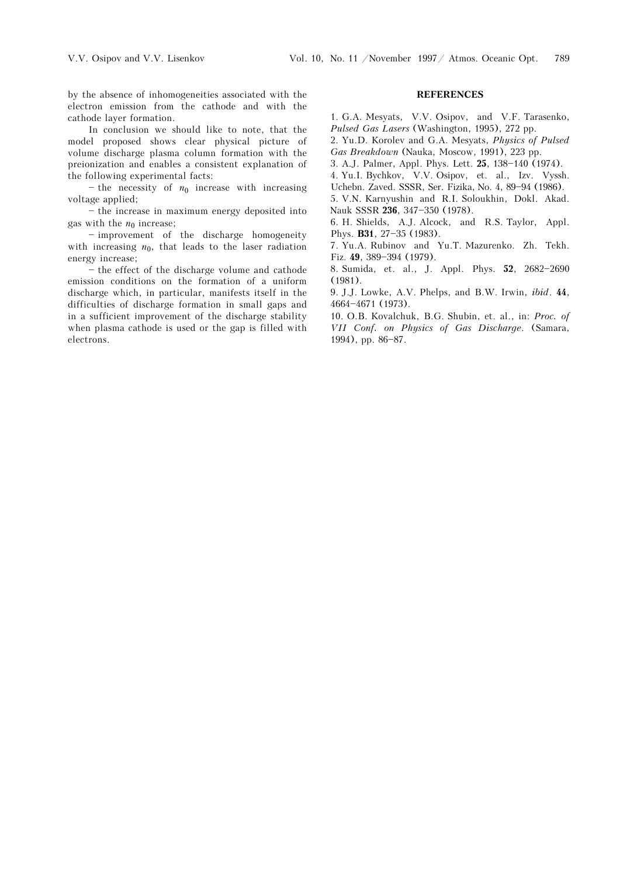by the absence of inhomogeneities associated with the electron emission from the cathode and with the cathode layer formation.

In conclusion we should like to note, that the model proposed shows clear physical picture of volume discharge plasma column formation with the preionization and enables a consistent explanation of the following experimental facts:

– the necessity of $n_0$ increase with increasing voltage applied;

– the increase in maximum energy deposited into gas with the $n_0$ increase;

– improvement of the discharge homogeneity with increasing $n_0$, that leads to the laser radiation energy increase;

– the effect of the discharge volume and cathode emission conditions on the formation of a uniform discharge which, in particular, manifests itself in the difficulties of discharge formation in small gaps and in a sufficient improvement of the discharge stability when plasma cathode is used or the gap is filled with electrons.

## REFERENCES

1. G.A. Mesyats, V.V. Osipov, and V.F. Tarasenko, *Pulsed Gas Lasers* (Washington, 1995), 272 pp.
2. Yu.D. Korolev and G.A. Mesyats, *Physics of Pulsed Gas Breakdown* (Nauka, Moscow, 1991), 223 pp.
3. A.J. Palmer, Appl. Phys. Lett. **25**, 138–140 (1974).
4. Yu.I. Bychkov, V.V. Osipov, et. al., Izv. Vyssh. Uchebn. Zaved. SSSR, Ser. Fizika, No. 4, 89–94 (1986).
5. V.N. Karnyushin and R.I. Soloukhin, Dokl. Akad. Nauk SSSR **236**, 347–350 (1978).
6. H. Shields, A.J. Alcock, and R.S. Taylor, Appl. Phys. **B31**, 27–35 (1983).
7. Yu.A. Rubinov and Yu.T. Mazurenko. Zh. Tekh. Fiz. **49**, 389–394 (1979).
8. Sumida, et. al., J. Appl. Phys. **52**, 2682–2690 (1981).
9. J.J. Lowke, A.V. Phelps, and B.W. Irwin, *ibid*. **44**, 4664–4671 (1973).
10. O.B. Kovalchuk, B.G. Shubin, et. al., in: *Proc. of VII Conf. on Physics of Gas Discharge*. (Samara, 1994), pp. 86–87.